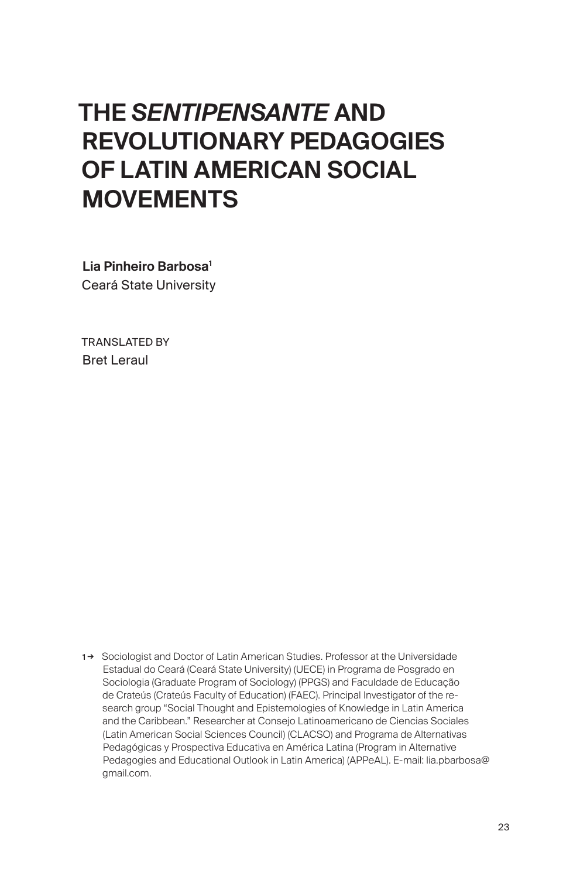# THE *SENTIPENSANTE* AND REVOLUTIONARY PEDAGOGIES OF LATIN AMERICAN SOCIAL MOVEMENTS

**Lia Pinheiro Barbosa**[1]
Ceará State University

TRANSLATED BY
Bret Leraul

[1] → Sociologist and Doctor of Latin American Studies. Professor at the Universidade Estadual do Ceará (Ceará State University) (UECE) in Programa de Posgrado en Sociologia (Graduate Program of Sociology) (PPGS) and Faculdade de Educação de Crateús (Crateús Faculty of Education) (FAEC). Principal Investigator of the research group "Social Thought and Epistemologies of Knowledge in Latin America and the Caribbean." Researcher at Consejo Latinoamericano de Ciencias Sociales (Latin American Social Sciences Council) (CLACSO) and Programa de Alternativas Pedagógicas y Prospectiva Educativa en América Latina (Program in Alternative Pedagogies and Educational Outlook in Latin America) (APPeAL). E-mail: lia.pbarbosa@gmail.com.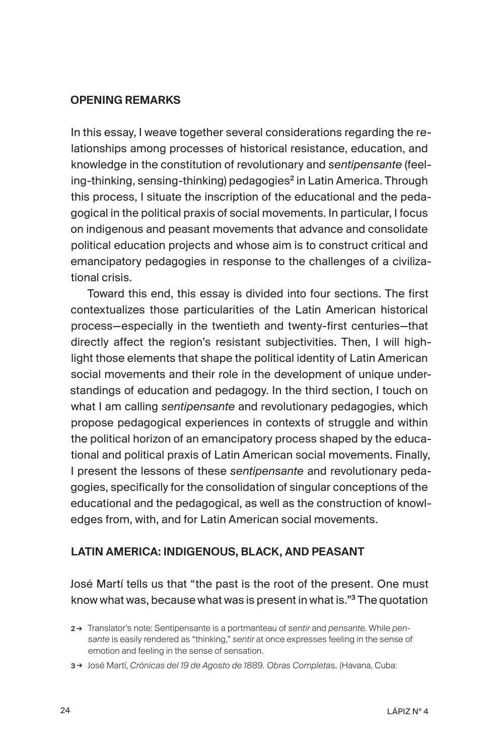## OPENING REMARKS

In this essay, I weave together several considerations regarding the relationships among processes of historical resistance, education, and knowledge in the constitution of revolutionary and *sentipensante* (feeling-thinking, sensing-thinking) pedagogies[2] in Latin America. Through this process, I situate the inscription of the educational and the pedagogical in the political praxis of social movements. In particular, I focus on indigenous and peasant movements that advance and consolidate political education projects and whose aim is to construct critical and emancipatory pedagogies in response to the challenges of a civilizational crisis.

Toward this end, this essay is divided into four sections. The first contextualizes those particularities of the Latin American historical process—especially in the twentieth and twenty-first centuries—that directly affect the region's resistant subjectivities. Then, I will highlight those elements that shape the political identity of Latin American social movements and their role in the development of unique understandings of education and pedagogy. In the third section, I touch on what I am calling *sentipensante* and revolutionary pedagogies, which propose pedagogical experiences in contexts of struggle and within the political horizon of an emancipatory process shaped by the educational and political praxis of Latin American social movements. Finally, I present the lessons of these *sentipensante* and revolutionary pedagogies, specifically for the consolidation of singular conceptions of the educational and the pedagogical, as well as the construction of knowledges from, with, and for Latin American social movements.

## LATIN AMERICA: INDIGENOUS, BLACK, AND PEASANT

José Martí tells us that "the past is the root of the present. One must know what was, because what was is present in what is."[3] The quotation

2 → Translator's note: Sentipensante is a portmanteau of *sentir* and *pensante*. While *pensante* is easily rendered as "thinking," *sentir* at once expresses feeling in the sense of emotion and feeling in the sense of sensation.

3 → José Martí, *Crónicas del 19 de Agosto de 1889. Obras Completas.* (Havana, Cuba: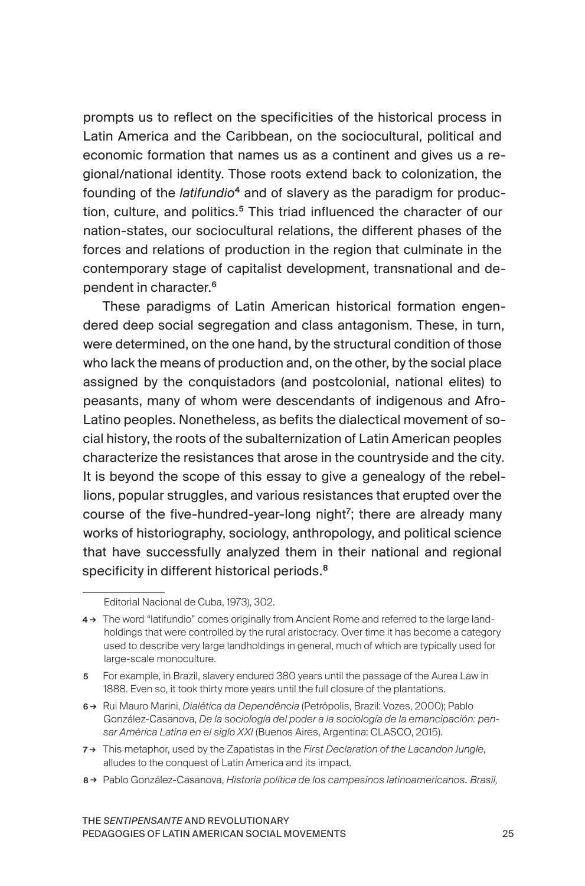prompts us to reflect on the specificities of the historical process in Latin America and the Caribbean, on the sociocultural, political and economic formation that names us as a continent and gives us a regional/national identity. Those roots extend back to colonization, the founding of the *latifundio*[4] and of slavery as the paradigm for production, culture, and politics.[5] This triad influenced the character of our nation-states, our sociocultural relations, the different phases of the forces and relations of production in the region that culminate in the contemporary stage of capitalist development, transnational and dependent in character.[6]

These paradigms of Latin American historical formation engendered deep social segregation and class antagonism. These, in turn, were determined, on the one hand, by the structural condition of those who lack the means of production and, on the other, by the social place assigned by the conquistadors (and postcolonial, national elites) to peasants, many of whom were descendants of indigenous and Afro-Latino peoples. Nonetheless, as befits the dialectical movement of social history, the roots of the subalternization of Latin American peoples characterize the resistances that arose in the countryside and the city. It is beyond the scope of this essay to give a genealogy of the rebellions, popular struggles, and various resistances that erupted over the course of the five-hundred-year-long night[7]; there are already many works of historiography, sociology, anthropology, and political science that have successfully analyzed them in their national and regional specificity in different historical periods.[8]

---

Editorial Nacional de Cuba, 1973), 302.

4 → The word "latifundio" comes originally from Ancient Rome and referred to the large landholdings that were controlled by the rural aristocracy. Over time it has become a category used to describe very large landholdings in general, much of which are typically used for large-scale monoculture.

5 For example, in Brazil, slavery endured 380 years until the passage of the Aurea Law in 1888. Even so, it took thirty more years until the full closure of the plantations.

6 → Rui Mauro Marini, *Dialética da Dependência* (Petrópolis, Brazil: Vozes, 2000); Pablo González-Casanova, *De la sociología del poder a la sociología de la emancipación: pensar América Latina en el siglo XXI* (Buenos Aires, Argentina: CLASCO, 2015).

7 → This metaphor, used by the Zapatistas in the *First Declaration of the Lacandon Jungle*, alludes to the conquest of Latin America and its impact.

8 → Pablo González-Casanova, *Historia política de los campesinos latinoamericanos. Brasil,*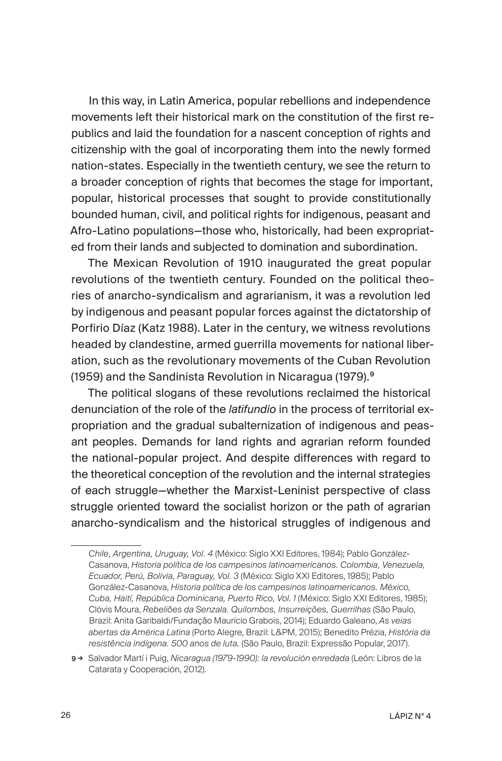In this way, in Latin America, popular rebellions and independence movements left their historical mark on the constitution of the first republics and laid the foundation for a nascent conception of rights and citizenship with the goal of incorporating them into the newly formed nation-states. Especially in the twentieth century, we see the return to a broader conception of rights that becomes the stage for important, popular, historical processes that sought to provide constitutionally bounded human, civil, and political rights for indigenous, peasant and Afro-Latino populations—those who, historically, had been expropriated from their lands and subjected to domination and subordination.

The Mexican Revolution of 1910 inaugurated the great popular revolutions of the twentieth century. Founded on the political theories of anarcho-syndicalism and agrarianism, it was a revolution led by indigenous and peasant popular forces against the dictatorship of Porfirio Díaz (Katz 1988). Later in the century, we witness revolutions headed by clandestine, armed guerrilla movements for national liberation, such as the revolutionary movements of the Cuban Revolution (1959) and the Sandinista Revolution in Nicaragua (1979).[9]

The political slogans of these revolutions reclaimed the historical denunciation of the role of the *latifundio* in the process of territorial expropriation and the gradual subalternization of indigenous and peasant peoples. Demands for land rights and agrarian reform founded the national-popular project. And despite differences with regard to the theoretical conception of the revolution and the internal strategies of each struggle—whether the Marxist-Leninist perspective of class struggle oriented toward the socialist horizon or the path of agrarian anarcho-syndicalism and the historical struggles of indigenous and

---

*Chile, Argentina, Uruguay, Vol. 4* (México: Siglo XXI Editores, 1984); Pablo González-Casanova, *Historia política de los campesinos latinoamericanos. Colombia, Venezuela, Ecuador, Perú, Bolivia, Paraguay, Vol. 3* (México: Siglo XXI Editores, 1985); Pablo González-Casanova, *Historia política de los campesinos latinoamericanos. México, Cuba, Haití, República Dominicana, Puerto Rico, Vol. 1* (México: Siglo XXI Editores, 1985); Clóvis Moura, *Rebeliões da Senzala. Quilombos, Insurreições, Guerrilhas* (São Paulo, Brazil: Anita Garibaldi/Fundação Maurício Grabois, 2014); Eduardo Galeano, *As veias abertas da América Latina* (Porto Alegre, Brazil: L&PM, 2015); Benedito Prézia, *História da resistência indígena. 500 anos de luta.* (São Paulo, Brazil: Expressão Popular, 2017).

9 → Salvador Martí i Puig, *Nicaragua (1979-1990): la revolución enredada* (León: Libros de la Catarata y Cooperación, 2012).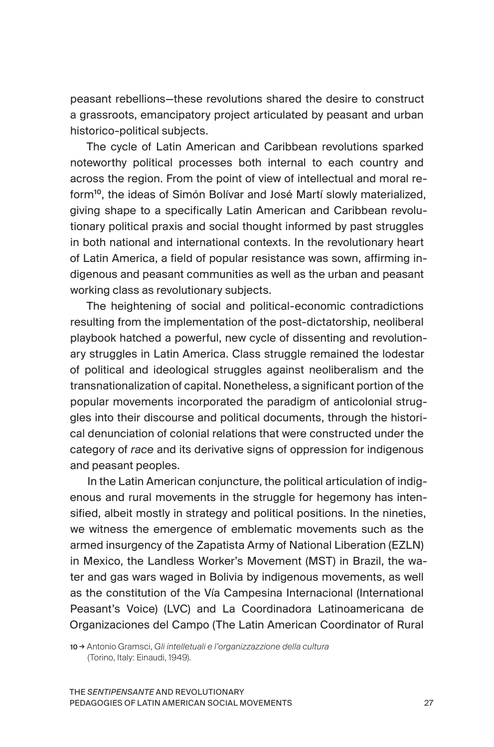peasant rebellions—these revolutions shared the desire to construct a grassroots, emancipatory project articulated by peasant and urban historico-political subjects.

The cycle of Latin American and Caribbean revolutions sparked noteworthy political processes both internal to each country and across the region. From the point of view of intellectual and moral reform[10], the ideas of Simón Bolívar and José Martí slowly materialized, giving shape to a specifically Latin American and Caribbean revolutionary political praxis and social thought informed by past struggles in both national and international contexts. In the revolutionary heart of Latin America, a field of popular resistance was sown, affirming indigenous and peasant communities as well as the urban and peasant working class as revolutionary subjects.

The heightening of social and political-economic contradictions resulting from the implementation of the post-dictatorship, neoliberal playbook hatched a powerful, new cycle of dissenting and revolutionary struggles in Latin America. Class struggle remained the lodestar of political and ideological struggles against neoliberalism and the transnationalization of capital. Nonetheless, a significant portion of the popular movements incorporated the paradigm of anticolonial struggles into their discourse and political documents, through the historical denunciation of colonial relations that were constructed under the category of *race* and its derivative signs of oppression for indigenous and peasant peoples.

In the Latin American conjuncture, the political articulation of indigenous and rural movements in the struggle for hegemony has intensified, albeit mostly in strategy and political positions. In the nineties, we witness the emergence of emblematic movements such as the armed insurgency of the Zapatista Army of National Liberation (EZLN) in Mexico, the Landless Worker's Movement (MST) in Brazil, the water and gas wars waged in Bolivia by indigenous movements, as well as the constitution of the Vía Campesina Internacional (International Peasant's Voice) (LVC) and La Coordinadora Latinoamericana de Organizaciones del Campo (The Latin American Coordinator of Rural

10 → Antonio Gramsci, *Gli intelletuali e l'organizzazzione della cultura* (Torino, Italy: Einaudi, 1949).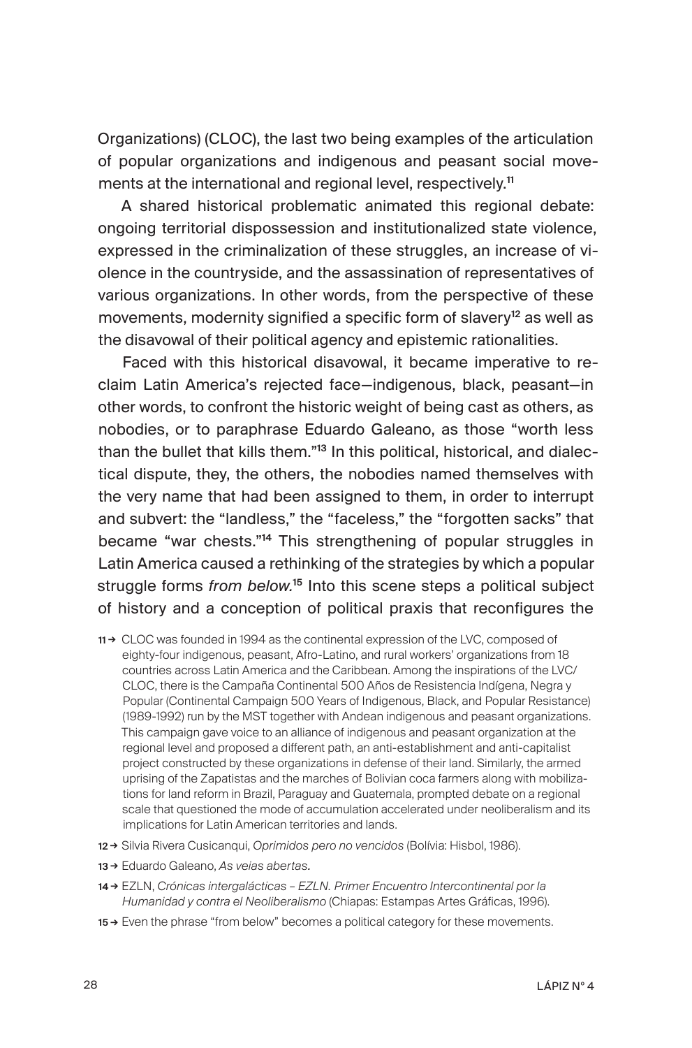Organizations) (CLOC), the last two being examples of the articulation of popular organizations and indigenous and peasant social movements at the international and regional level, respectively.[11]

A shared historical problematic animated this regional debate: ongoing territorial dispossession and institutionalized state violence, expressed in the criminalization of these struggles, an increase of violence in the countryside, and the assassination of representatives of various organizations. In other words, from the perspective of these movements, modernity signified a specific form of slavery[12] as well as the disavowal of their political agency and epistemic rationalities.

Faced with this historical disavowal, it became imperative to reclaim Latin America's rejected face—indigenous, black, peasant—in other words, to confront the historic weight of being cast as others, as nobodies, or to paraphrase Eduardo Galeano, as those "worth less than the bullet that kills them."[13] In this political, historical, and dialectical dispute, they, the others, the nobodies named themselves with the very name that had been assigned to them, in order to interrupt and subvert: the "landless," the "faceless," the "forgotten sacks" that became "war chests."[14] This strengthening of popular struggles in Latin America caused a rethinking of the strategies by which a popular struggle forms *from below.*[15] Into this scene steps a political subject of history and a conception of political praxis that reconfigures the

11 → CLOC was founded in 1994 as the continental expression of the LVC, composed of eighty-four indigenous, peasant, Afro-Latino, and rural workers' organizations from 18 countries across Latin America and the Caribbean. Among the inspirations of the LVC/CLOC, there is the Campaña Continental 500 Años de Resistencia Indígena, Negra y Popular (Continental Campaign 500 Years of Indigenous, Black, and Popular Resistance) (1989-1992) run by the MST together with Andean indigenous and peasant organizations. This campaign gave voice to an alliance of indigenous and peasant organization at the regional level and proposed a different path, an anti-establishment and anti-capitalist project constructed by these organizations in defense of their land. Similarly, the armed uprising of the Zapatistas and the marches of Bolivian coca farmers along with mobilizations for land reform in Brazil, Paraguay and Guatemala, prompted debate on a regional scale that questioned the mode of accumulation accelerated under neoliberalism and its implications for Latin American territories and lands.

12 → Silvia Rivera Cusicanqui, *Oprimidos pero no vencidos* (Bolívia: Hisbol, 1986).

13 → Eduardo Galeano, *As veias abertas*.

14 → EZLN, *Crónicas intergalácticas – EZLN. Primer Encuentro Intercontinental por la Humanidad y contra el Neoliberalismo* (Chiapas: Estampas Artes Gráficas, 1996).

15 → Even the phrase "from below" becomes a political category for these movements.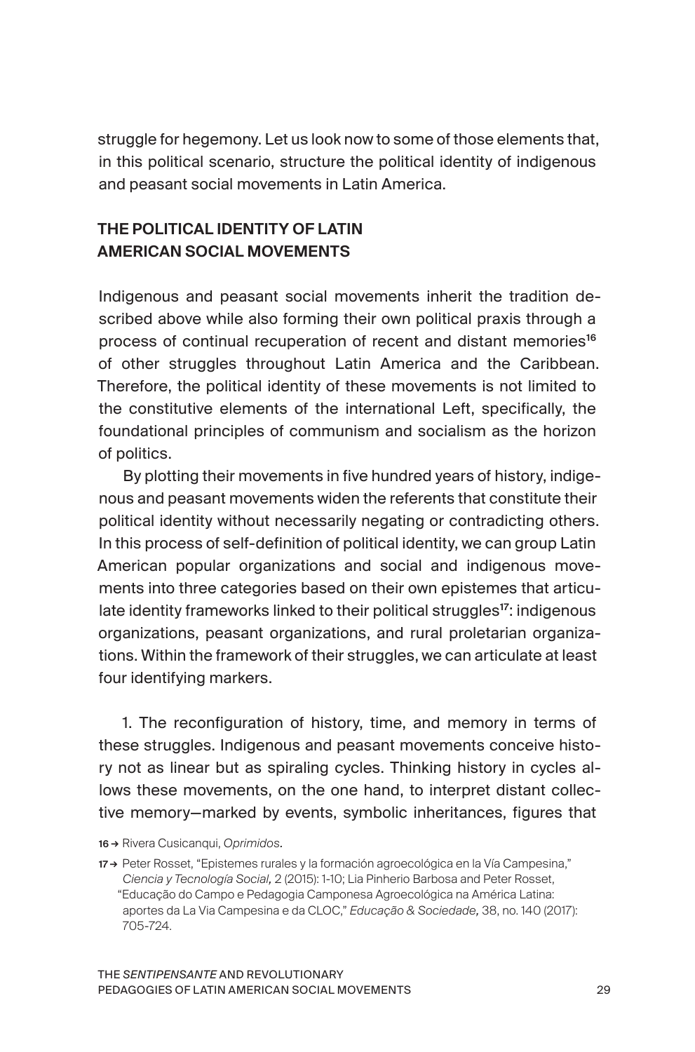struggle for hegemony. Let us look now to some of those elements that, in this political scenario, structure the political identity of indigenous and peasant social movements in Latin America.

## THE POLITICAL IDENTITY OF LATIN AMERICAN SOCIAL MOVEMENTS

Indigenous and peasant social movements inherit the tradition described above while also forming their own political praxis through a process of continual recuperation of recent and distant memories[16] of other struggles throughout Latin America and the Caribbean. Therefore, the political identity of these movements is not limited to the constitutive elements of the international Left, specifically, the foundational principles of communism and socialism as the horizon of politics.

By plotting their movements in five hundred years of history, indigenous and peasant movements widen the referents that constitute their political identity without necessarily negating or contradicting others. In this process of self-definition of political identity, we can group Latin American popular organizations and social and indigenous movements into three categories based on their own epistemes that articulate identity frameworks linked to their political struggles[17]: indigenous organizations, peasant organizations, and rural proletarian organizations. Within the framework of their struggles, we can articulate at least four identifying markers.

1. The reconfiguration of history, time, and memory in terms of these struggles. Indigenous and peasant movements conceive history not as linear but as spiraling cycles. Thinking history in cycles allows these movements, on the one hand, to interpret distant collective memory—marked by events, symbolic inheritances, figures that

16 → Rivera Cusicanqui, *Oprimidos*.

17 → Peter Rosset, "Epistemes rurales y la formación agroecológica en la Vía Campesina," *Ciencia y Tecnología Social,* 2 (2015): 1-10; Lia Pinherio Barbosa and Peter Rosset, "Educação do Campo e Pedagogia Camponesa Agroecológica na América Latina: aportes da La Via Campesina e da CLOC," *Educação & Sociedade,* 38, no. 140 (2017): 705-724.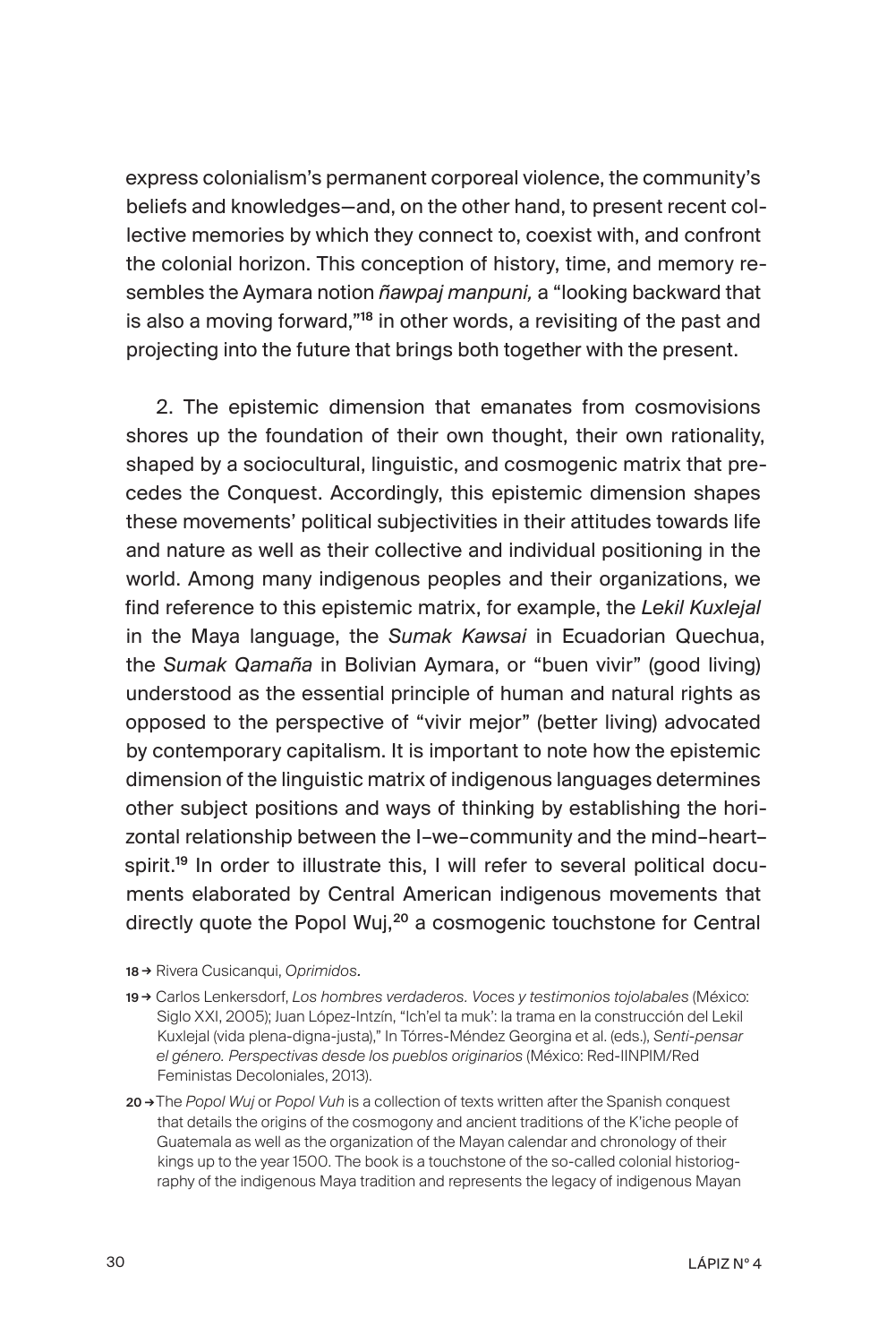express colonialism's permanent corporeal violence, the community's beliefs and knowledges—and, on the other hand, to present recent collective memories by which they connect to, coexist with, and confront the colonial horizon. This conception of history, time, and memory resembles the Aymara notion *ñawpaj manpuni,* a "looking backward that is also a moving forward,"[18] in other words, a revisiting of the past and projecting into the future that brings both together with the present.

2. The epistemic dimension that emanates from cosmovisions shores up the foundation of their own thought, their own rationality, shaped by a sociocultural, linguistic, and cosmogenic matrix that precedes the Conquest. Accordingly, this epistemic dimension shapes these movements' political subjectivities in their attitudes towards life and nature as well as their collective and individual positioning in the world. Among many indigenous peoples and their organizations, we find reference to this epistemic matrix, for example, the *Lekil Kuxlejal* in the Maya language, the *Sumak Kawsai* in Ecuadorian Quechua, the *Sumak Qamaña* in Bolivian Aymara, or "buen vivir" (good living) understood as the essential principle of human and natural rights as opposed to the perspective of "vivir mejor" (better living) advocated by contemporary capitalism. It is important to note how the epistemic dimension of the linguistic matrix of indigenous languages determines other subject positions and ways of thinking by establishing the horizontal relationship between the I–we–community and the mind–heart–spirit.[19] In order to illustrate this, I will refer to several political documents elaborated by Central American indigenous movements that directly quote the Popol Wuj,[20] a cosmogenic touchstone for Central

18 → Rivera Cusicanqui, *Oprimidos*.

19 → Carlos Lenkersdorf, *Los hombres verdaderos. Voces y testimonios tojolabales* (México: Siglo XXI, 2005); Juan López-Intzín, "Ich'el ta muk': la trama en la construcción del Lekil Kuxlejal (vida plena-digna-justa)," In Tórres-Méndez Georgina et al. (eds.), *Senti-pensar el género. Perspectivas desde los pueblos originarios* (México: Red-IINPIM/Red Feministas Decoloniales, 2013).

20 → The *Popol Wuj* or *Popol Vuh* is a collection of texts written after the Spanish conquest that details the origins of the cosmogony and ancient traditions of the K'iche people of Guatemala as well as the organization of the Mayan calendar and chronology of their kings up to the year 1500. The book is a touchstone of the so-called colonial historiography of the indigenous Maya tradition and represents the legacy of indigenous Mayan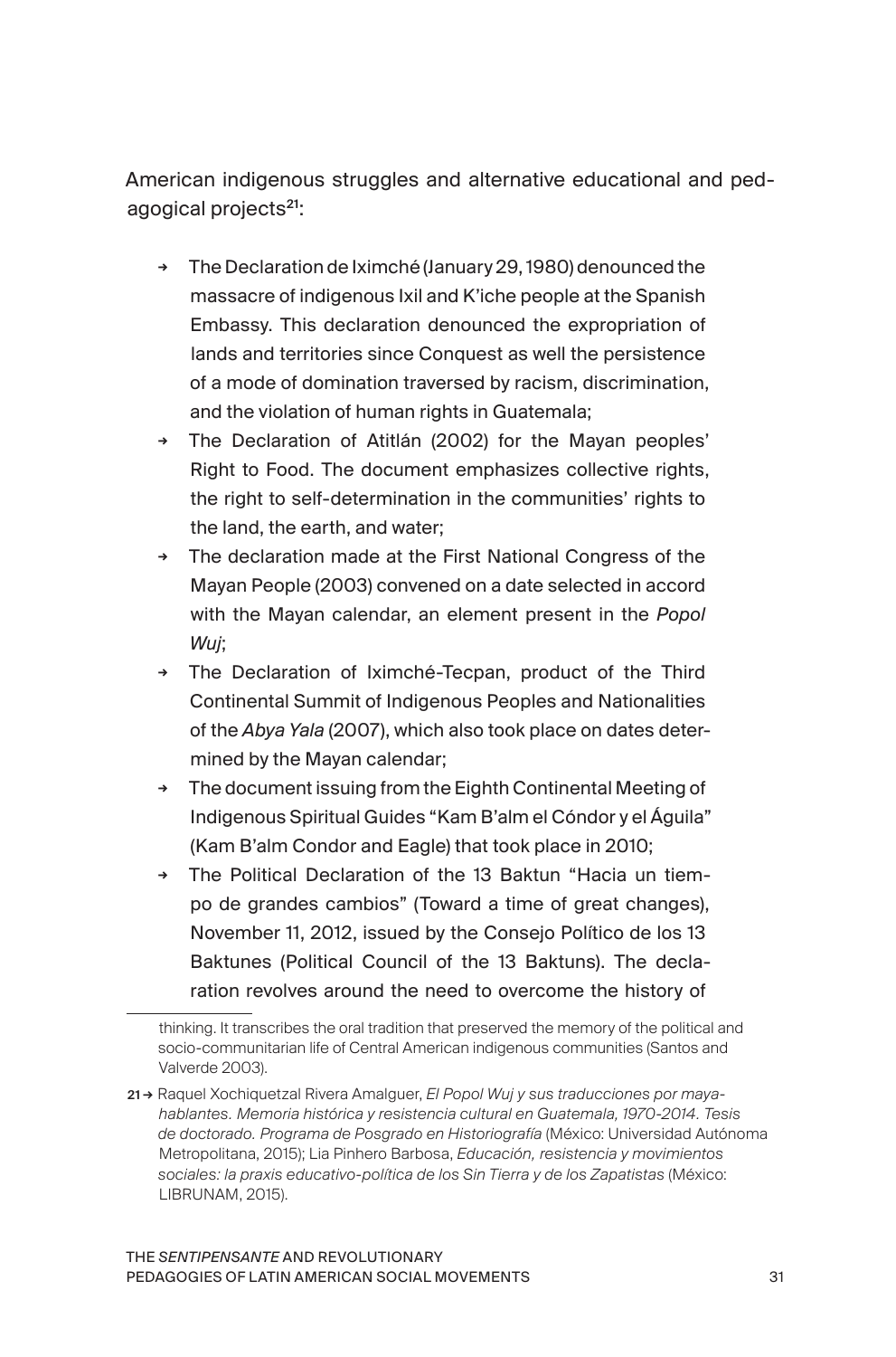American indigenous struggles and alternative educational and pedagogical projects[21]:

- The Declaration de Iximché (January 29, 1980) denounced the massacre of indigenous Ixil and K'iche people at the Spanish Embassy. This declaration denounced the expropriation of lands and territories since Conquest as well the persistence of a mode of domination traversed by racism, discrimination, and the violation of human rights in Guatemala;
- The Declaration of Atitlán (2002) for the Mayan peoples' Right to Food. The document emphasizes collective rights, the right to self-determination in the communities' rights to the land, the earth, and water;
- The declaration made at the First National Congress of the Mayan People (2003) convened on a date selected in accord with the Mayan calendar, an element present in the *Popol Wuj*;
- The Declaration of Iximché-Tecpan, product of the Third Continental Summit of Indigenous Peoples and Nationalities of the *Abya Yala* (2007), which also took place on dates determined by the Mayan calendar;
- The document issuing from the Eighth Continental Meeting of Indigenous Spiritual Guides "Kam B'alm el Cóndor y el Águila" (Kam B'alm Condor and Eagle) that took place in 2010;
- The Political Declaration of the 13 Baktun "Hacia un tiempo de grandes cambios" (Toward a time of great changes), November 11, 2012, issued by the Consejo Político de los 13 Baktunes (Political Council of the 13 Baktuns). The declaration revolves around the need to overcome the history of

---

thinking. It transcribes the oral tradition that preserved the memory of the political and socio-communitarian life of Central American indigenous communities (Santos and Valverde 2003).

21 → Raquel Xochiquetzal Rivera Amalguer, *El Popol Wuj y sus traducciones por maya-hablantes. Memoria histórica y resistencia cultural en Guatemala, 1970-2014. Tesis de doctorado. Programa de Posgrado en Historiografía* (México: Universidad Autónoma Metropolitana, 2015); Lia Pinhero Barbosa, *Educación, resistencia y movimientos sociales: la praxis educativo-política de los Sin Tierra y de los Zapatistas* (México: LIBRUNAM, 2015).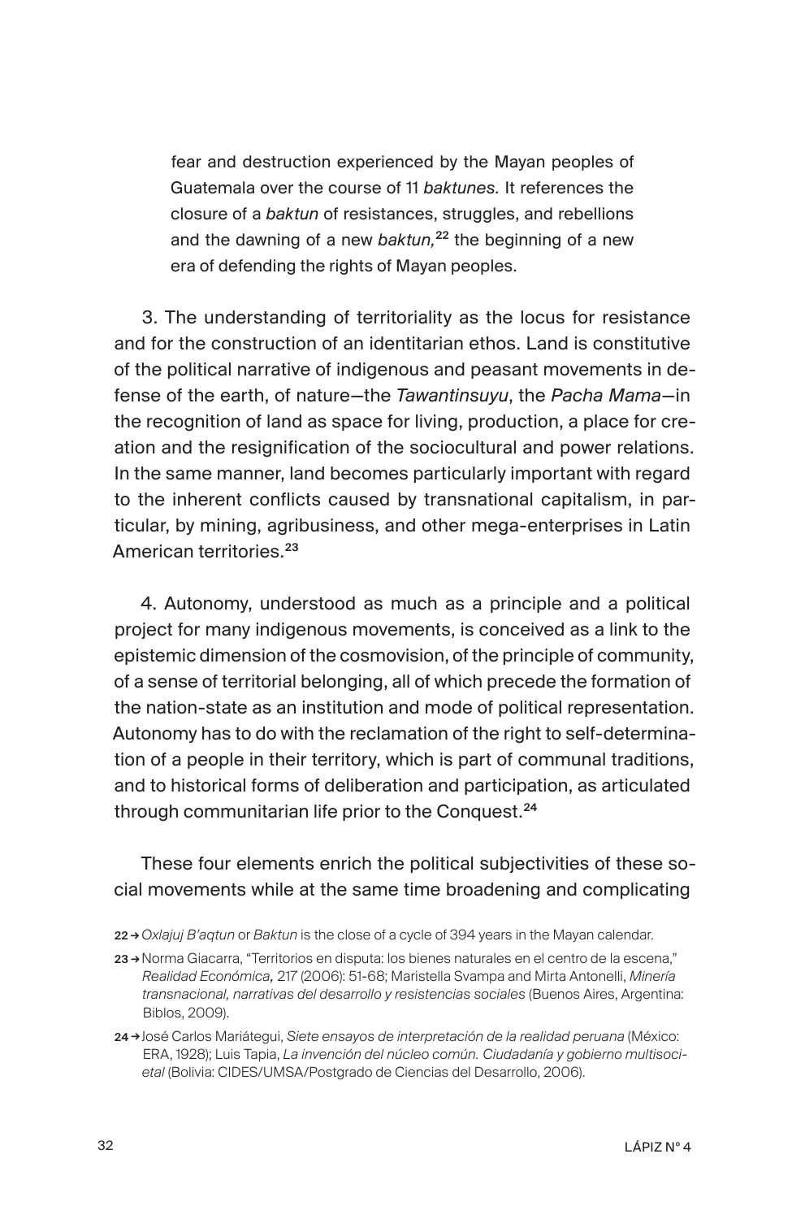fear and destruction experienced by the Mayan peoples of Guatemala over the course of 11 *baktunes.* It references the closure of a *baktun* of resistances, struggles, and rebellions and the dawning of a new *baktun,*[22] the beginning of a new era of defending the rights of Mayan peoples.

3. The understanding of territoriality as the locus for resistance and for the construction of an identitarian ethos. Land is constitutive of the political narrative of indigenous and peasant movements in defense of the earth, of nature—the *Tawantinsuyu*, the *Pacha Mama*—in the recognition of land as space for living, production, a place for creation and the resignification of the sociocultural and power relations. In the same manner, land becomes particularly important with regard to the inherent conflicts caused by transnational capitalism, in particular, by mining, agribusiness, and other mega-enterprises in Latin American territories.[23]

4. Autonomy, understood as much as a principle and a political project for many indigenous movements, is conceived as a link to the epistemic dimension of the cosmovision, of the principle of community, of a sense of territorial belonging, all of which precede the formation of the nation-state as an institution and mode of political representation. Autonomy has to do with the reclamation of the right to self-determination of a people in their territory, which is part of communal traditions, and to historical forms of deliberation and participation, as articulated through communitarian life prior to the Conquest.[24]

These four elements enrich the political subjectivities of these social movements while at the same time broadening and complicating

22 → *Oxlajuj B'aqtun* or *Baktun* is the close of a cycle of 394 years in the Mayan calendar.

23 → Norma Giacarra, "Territorios en disputa: los bienes naturales en el centro de la escena," *Realidad Económica,* 217 (2006): 51-68; Maristella Svampa and Mirta Antonelli, *Minería transnacional, narrativas del desarrollo y resistencias sociales* (Buenos Aires, Argentina: Biblos, 2009).

24 → José Carlos Mariátegui, *Siete ensayos de interpretación de la realidad peruana* (México: ERA, 1928); Luis Tapia, *La invención del núcleo común. Ciudadanía y gobierno multisocietal* (Bolivia: CIDES/UMSA/Postgrado de Ciencias del Desarrollo, 2006).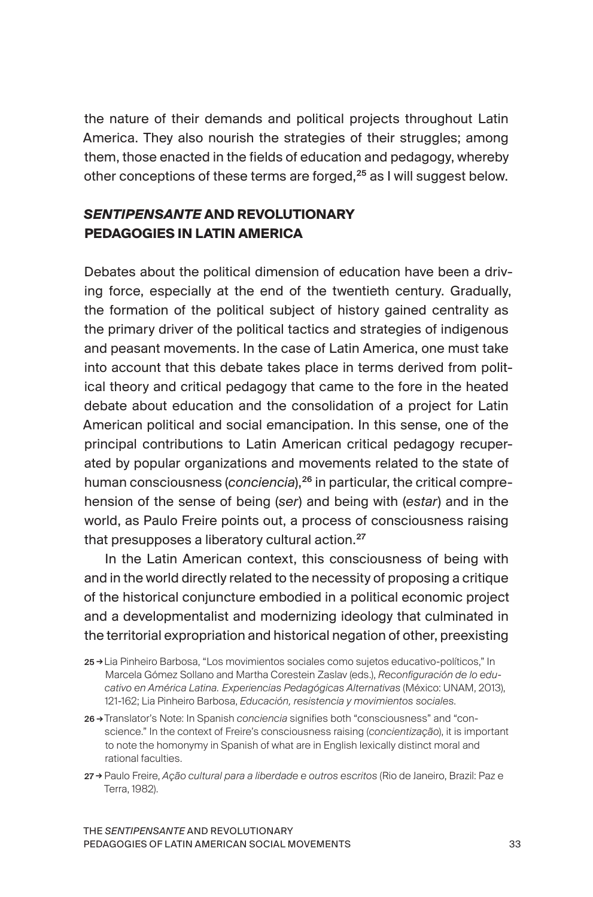the nature of their demands and political projects throughout Latin America. They also nourish the strategies of their struggles; among them, those enacted in the fields of education and pedagogy, whereby other conceptions of these terms are forged,[25] as I will suggest below.

## *SENTIPENSANTE* AND REVOLUTIONARY PEDAGOGIES IN LATIN AMERICA

Debates about the political dimension of education have been a driving force, especially at the end of the twentieth century. Gradually, the formation of the political subject of history gained centrality as the primary driver of the political tactics and strategies of indigenous and peasant movements. In the case of Latin America, one must take into account that this debate takes place in terms derived from political theory and critical pedagogy that came to the fore in the heated debate about education and the consolidation of a project for Latin American political and social emancipation. In this sense, one of the principal contributions to Latin American critical pedagogy recuperated by popular organizations and movements related to the state of human consciousness (*conciencia*),[26] in particular, the critical comprehension of the sense of being (*ser*) and being with (*estar*) and in the world, as Paulo Freire points out, a process of consciousness raising that presupposes a liberatory cultural action.[27]

In the Latin American context, this consciousness of being with and in the world directly related to the necessity of proposing a critique of the historical conjuncture embodied in a political economic project and a developmentalist and modernizing ideology that culminated in the territorial expropriation and historical negation of other, preexisting

25 → Lia Pinheiro Barbosa, "Los movimientos sociales como sujetos educativo-políticos," In Marcela Gómez Sollano and Martha Corestein Zaslav (eds.), *Reconfiguración de lo educativo en América Latina. Experiencias Pedagógicas Alternativas* (México: UNAM, 2013), 121-162; Lia Pinheiro Barbosa, *Educación, resistencia y movimientos sociales*.

26 → Translator's Note: In Spanish *conciencia* signifies both "consciousness" and "conscience." In the context of Freire's consciousness raising (*concientização*), it is important to note the homonymy in Spanish of what are in English lexically distinct moral and rational faculties.

27 → Paulo Freire, *Ação cultural para a liberdade e outros escritos* (Rio de Janeiro, Brazil: Paz e Terra, 1982).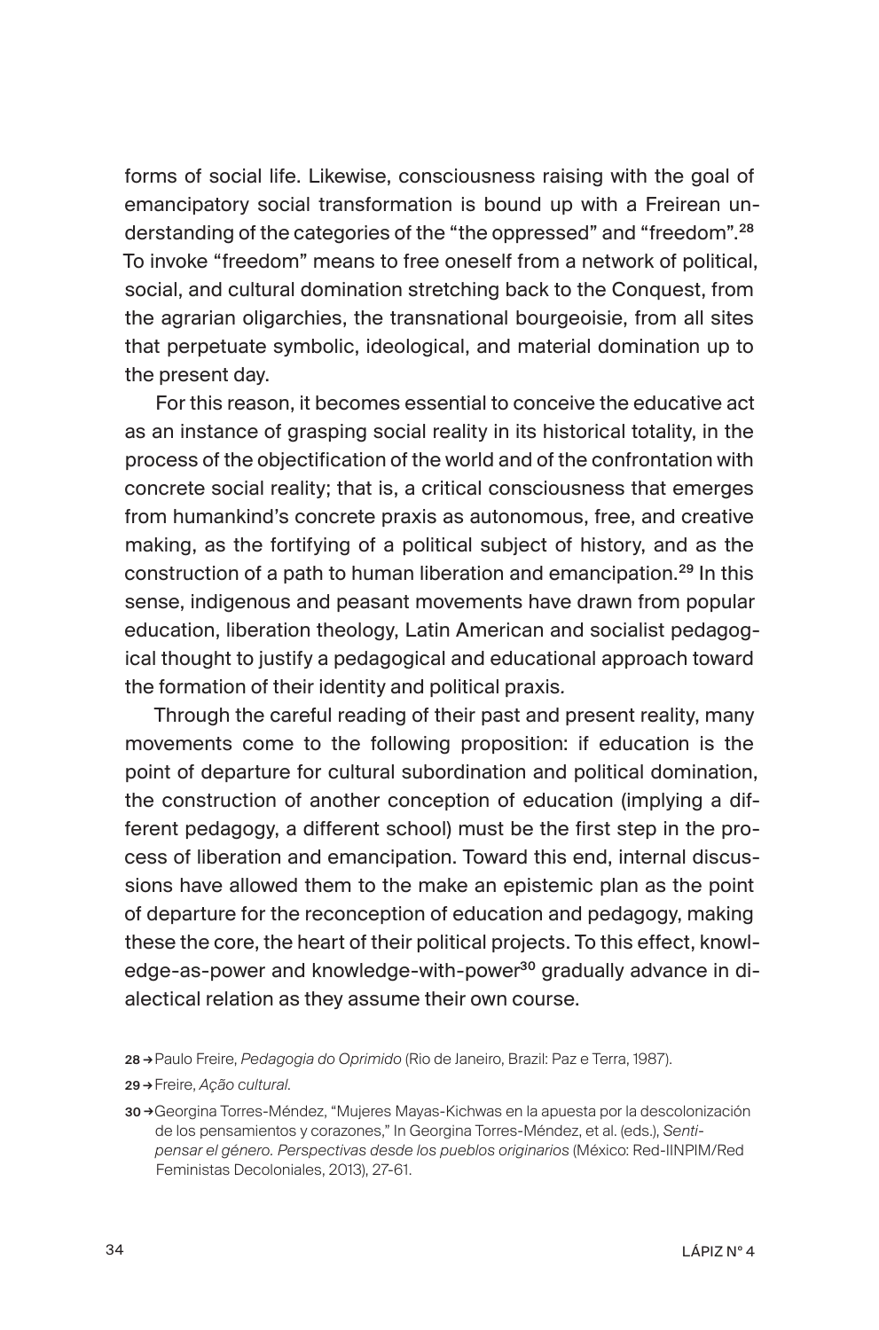forms of social life. Likewise, consciousness raising with the goal of emancipatory social transformation is bound up with a Freirean understanding of the categories of the "the oppressed" and "freedom".[28] To invoke "freedom" means to free oneself from a network of political, social, and cultural domination stretching back to the Conquest, from the agrarian oligarchies, the transnational bourgeoisie, from all sites that perpetuate symbolic, ideological, and material domination up to the present day.

For this reason, it becomes essential to conceive the educative act as an instance of grasping social reality in its historical totality, in the process of the objectification of the world and of the confrontation with concrete social reality; that is, a critical consciousness that emerges from humankind's concrete praxis as autonomous, free, and creative making, as the fortifying of a political subject of history, and as the construction of a path to human liberation and emancipation.[29] In this sense, indigenous and peasant movements have drawn from popular education, liberation theology, Latin American and socialist pedagogical thought to justify a pedagogical and educational approach toward the formation of their identity and political praxis.

Through the careful reading of their past and present reality, many movements come to the following proposition: if education is the point of departure for cultural subordination and political domination, the construction of another conception of education (implying a different pedagogy, a different school) must be the first step in the process of liberation and emancipation. Toward this end, internal discussions have allowed them to the make an epistemic plan as the point of departure for the reconception of education and pedagogy, making these the core, the heart of their political projects. To this effect, knowledge-as-power and knowledge-with-power[30] gradually advance in dialectical relation as they assume their own course.

28 → Paulo Freire, *Pedagogia do Oprimido* (Rio de Janeiro, Brazil: Paz e Terra, 1987).

29 → Freire, *Ação cultural*.

30 → Georgina Torres-Méndez, "Mujeres Mayas-Kichwas en la apuesta por la descolonización de los pensamientos y corazones," In Georgina Torres-Méndez, et al. (eds.), *Sentipensar el género. Perspectivas desde los pueblos originarios* (México: Red-IINPIM/Red Feministas Decoloniales, 2013), 27-61.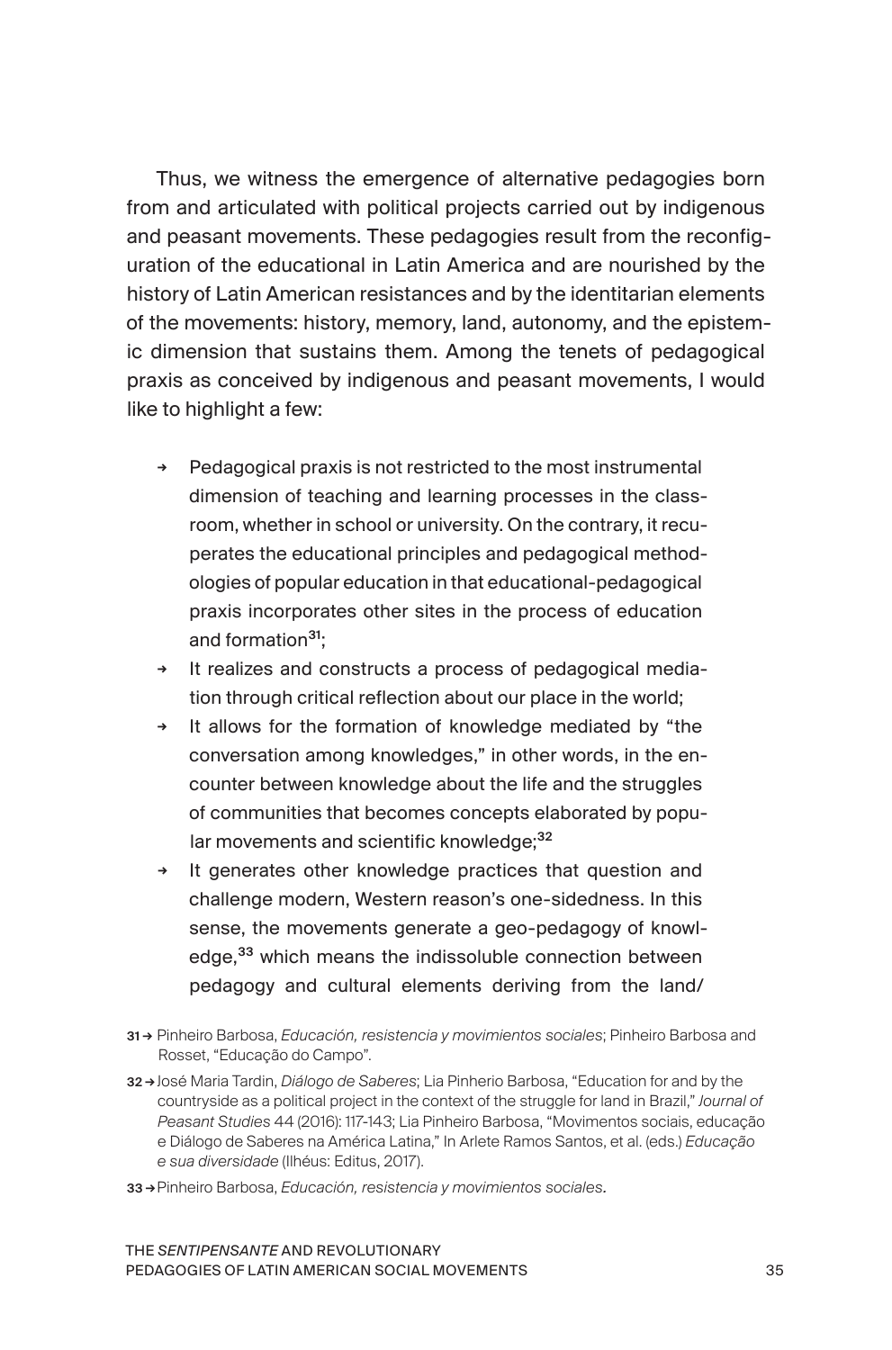Thus, we witness the emergence of alternative pedagogies born from and articulated with political projects carried out by indigenous and peasant movements. These pedagogies result from the reconfiguration of the educational in Latin America and are nourished by the history of Latin American resistances and by the identitarian elements of the movements: history, memory, land, autonomy, and the epistemic dimension that sustains them. Among the tenets of pedagogical praxis as conceived by indigenous and peasant movements, I would like to highlight a few:

- Pedagogical praxis is not restricted to the most instrumental dimension of teaching and learning processes in the classroom, whether in school or university. On the contrary, it recuperates the educational principles and pedagogical methodologies of popular education in that educational-pedagogical praxis incorporates other sites in the process of education and formation[31];
- It realizes and constructs a process of pedagogical mediation through critical reflection about our place in the world;
- It allows for the formation of knowledge mediated by "the conversation among knowledges," in other words, in the encounter between knowledge about the life and the struggles of communities that becomes concepts elaborated by popular movements and scientific knowledge;[32]
- It generates other knowledge practices that question and challenge modern, Western reason's one-sidedness. In this sense, the movements generate a geo-pedagogy of knowledge,[33] which means the indissoluble connection between pedagogy and cultural elements deriving from the land/

31 → Pinheiro Barbosa, *Educación, resistencia y movimientos sociales*; Pinheiro Barbosa and Rosset, "Educação do Campo".

32 → José Maria Tardin, *Diálogo de Saberes*; Lia Pinherio Barbosa, "Education for and by the countryside as a political project in the context of the struggle for land in Brazil," *Journal of Peasant Studies* 44 (2016): 117-143; Lia Pinheiro Barbosa, "Movimentos sociais, educação e Diálogo de Saberes na América Latina," In Arlete Ramos Santos, et al. (eds.) *Educação e sua diversidade* (Ilhéus: Editus, 2017).

33 → Pinheiro Barbosa, *Educación, resistencia y movimientos sociales*.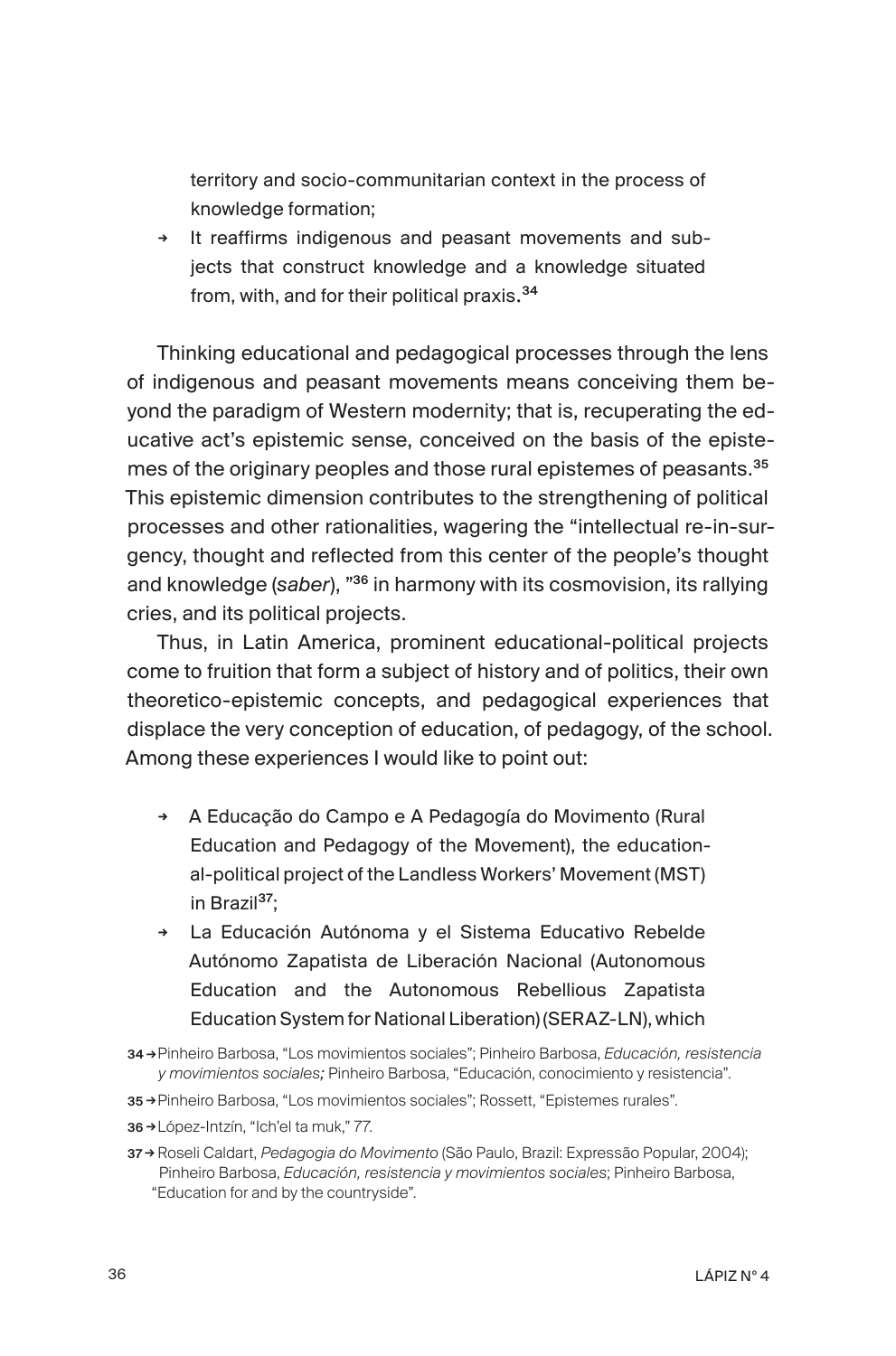territory and socio-communitarian context in the process of knowledge formation;

- It reaffirms indigenous and peasant movements and subjects that construct knowledge and a knowledge situated from, with, and for their political praxis.[34]

Thinking educational and pedagogical processes through the lens of indigenous and peasant movements means conceiving them beyond the paradigm of Western modernity; that is, recuperating the educative act's epistemic sense, conceived on the basis of the epistemes of the originary peoples and those rural epistemes of peasants.[35] This epistemic dimension contributes to the strengthening of political processes and other rationalities, wagering the "intellectual re-in-surgency, thought and reflected from this center of the people's thought and knowledge (*saber*), "[36] in harmony with its cosmovision, its rallying cries, and its political projects.

Thus, in Latin America, prominent educational-political projects come to fruition that form a subject of history and of politics, their own theoretico-epistemic concepts, and pedagogical experiences that displace the very conception of education, of pedagogy, of the school. Among these experiences I would like to point out:

- A Educação do Campo e A Pedagogía do Movimento (Rural Education and Pedagogy of the Movement), the educational-political project of the Landless Workers' Movement (MST) in Brazil[37];
- La Educación Autónoma y el Sistema Educativo Rebelde Autónomo Zapatista de Liberación Nacional (Autonomous Education and the Autonomous Rebellious Zapatista Education System for National Liberation) (SERAZ-LN), which

34 → Pinheiro Barbosa, "Los movimientos sociales"; Pinheiro Barbosa, *Educación, resistencia y movimientos sociales;* Pinheiro Barbosa, "Educación, conocimiento y resistencia".

35 → Pinheiro Barbosa, "Los movimientos sociales"; Rossett, "Epistemes rurales".

36 → López-Intzín, "Ich'el ta muk," 77.

37 → Roseli Caldart, *Pedagogia do Movimento* (São Paulo, Brazil: Expressão Popular, 2004); Pinheiro Barbosa, *Educación, resistencia y movimientos sociales*; Pinheiro Barbosa, "Education for and by the countryside".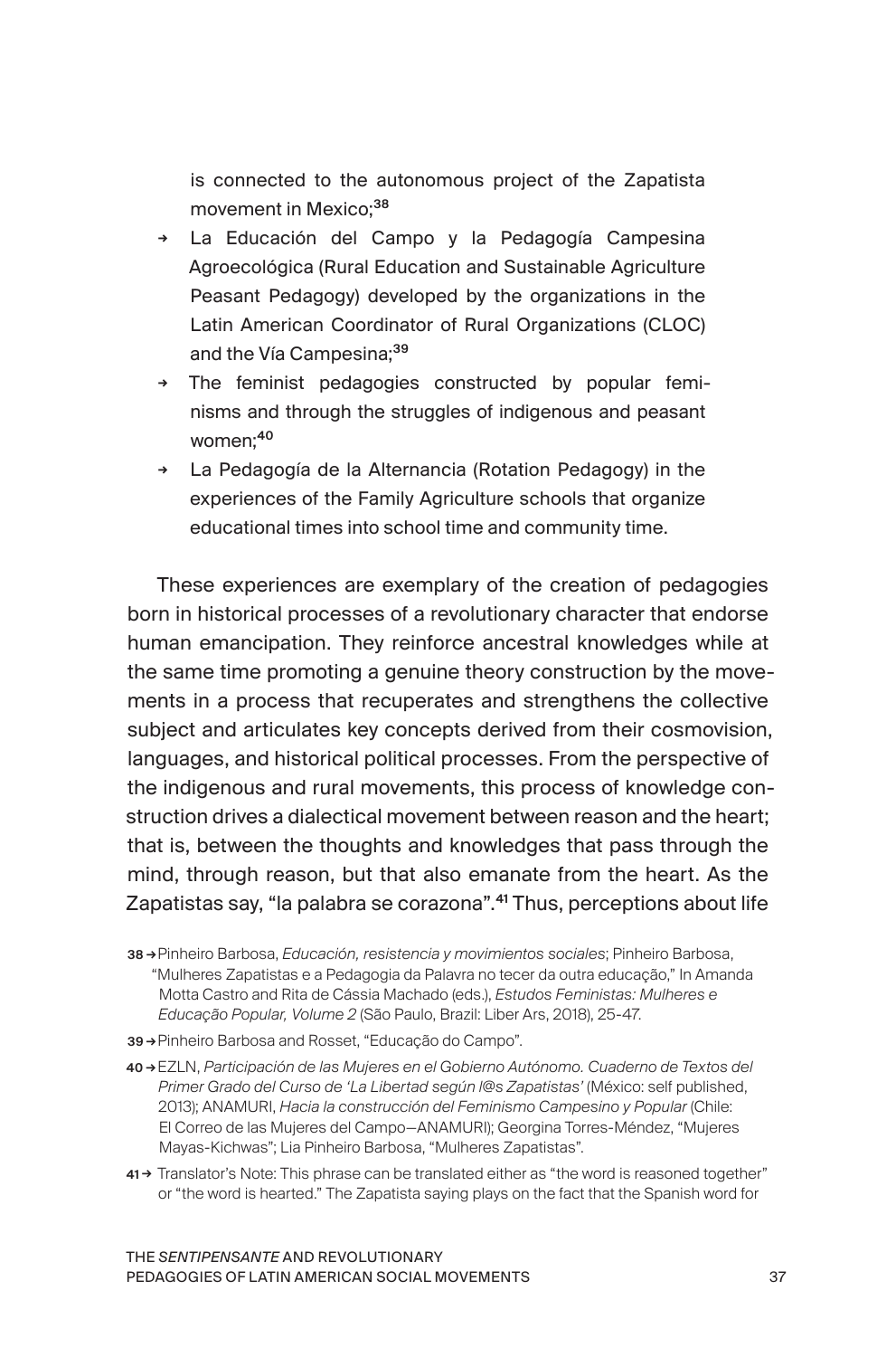is connected to the autonomous project of the Zapatista movement in Mexico;[38]

- La Educación del Campo y la Pedagogía Campesina Agroecológica (Rural Education and Sustainable Agriculture Peasant Pedagogy) developed by the organizations in the Latin American Coordinator of Rural Organizations (CLOC) and the Vía Campesina;[39]
- The feminist pedagogies constructed by popular feminisms and through the struggles of indigenous and peasant women;[40]
- La Pedagogía de la Alternancia (Rotation Pedagogy) in the experiences of the Family Agriculture schools that organize educational times into school time and community time.

These experiences are exemplary of the creation of pedagogies born in historical processes of a revolutionary character that endorse human emancipation. They reinforce ancestral knowledges while at the same time promoting a genuine theory construction by the movements in a process that recuperates and strengthens the collective subject and articulates key concepts derived from their cosmovision, languages, and historical political processes. From the perspective of the indigenous and rural movements, this process of knowledge construction drives a dialectical movement between reason and the heart; that is, between the thoughts and knowledges that pass through the mind, through reason, but that also emanate from the heart. As the Zapatistas say, "la palabra se corazona".[41] Thus, perceptions about life

38 → Pinheiro Barbosa, *Educación, resistencia y movimientos sociales*; Pinheiro Barbosa, "Mulheres Zapatistas e a Pedagogia da Palavra no tecer da outra educação," In Amanda Motta Castro and Rita de Cássia Machado (eds.), *Estudos Feministas: Mulheres e Educação Popular, Volume 2* (São Paulo, Brazil: Liber Ars, 2018), 25-47.

39 → Pinheiro Barbosa and Rosset, "Educação do Campo".

40 → EZLN, *Participación de las Mujeres en el Gobierno Autónomo. Cuaderno de Textos del Primer Grado del Curso de 'La Libertad según l@s Zapatistas'* (México: self published, 2013); ANAMURI, *Hacia la construcción del Feminismo Campesino y Popular* (Chile: El Correo de las Mujeres del Campo—ANAMURI); Georgina Torres-Méndez, "Mujeres Mayas-Kichwas"; Lia Pinheiro Barbosa, "Mulheres Zapatistas".

41 → Translator's Note: This phrase can be translated either as "the word is reasoned together" or "the word is hearted." The Zapatista saying plays on the fact that the Spanish word for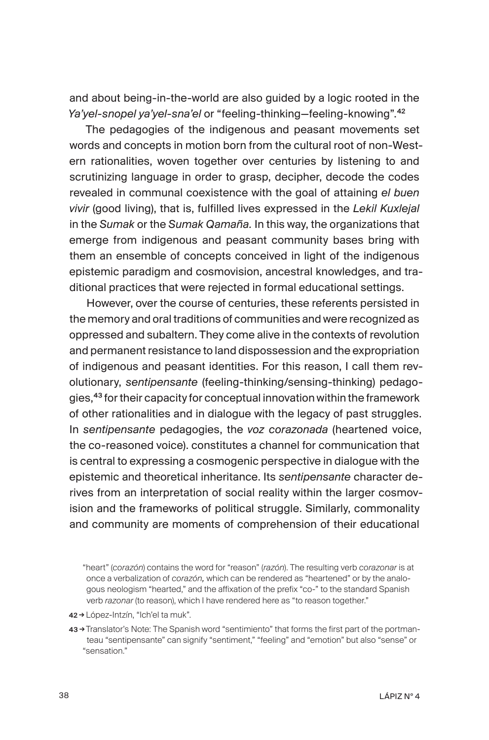and about being-in-the-world are also guided by a logic rooted in the *Ya'yel-snopel ya'yel-sna'el* or "feeling-thinking—feeling-knowing".[42]

The pedagogies of the indigenous and peasant movements set words and concepts in motion born from the cultural root of non-Western rationalities, woven together over centuries by listening to and scrutinizing language in order to grasp, decipher, decode the codes revealed in communal coexistence with the goal of attaining *el buen vivir* (good living), that is, fulfilled lives expressed in the *Lekil Kuxlejal* in the *Sumak* or the *Sumak Qamaña.* In this way, the organizations that emerge from indigenous and peasant community bases bring with them an ensemble of concepts conceived in light of the indigenous epistemic paradigm and cosmovision, ancestral knowledges, and traditional practices that were rejected in formal educational settings.

However, over the course of centuries, these referents persisted in the memory and oral traditions of communities and were recognized as oppressed and subaltern. They come alive in the contexts of revolution and permanent resistance to land dispossession and the expropriation of indigenous and peasant identities. For this reason, I call them revolutionary, *sentipensante* (feeling-thinking/sensing-thinking) pedagogies,[43] for their capacity for conceptual innovation within the framework of other rationalities and in dialogue with the legacy of past struggles. In *sentipensante* pedagogies, the *voz corazonada* (heartened voice, the co-reasoned voice). constitutes a channel for communication that is central to expressing a cosmogenic perspective in dialogue with the epistemic and theoretical inheritance. Its *sentipensante* character derives from an interpretation of social reality within the larger cosmovision and the frameworks of political struggle. Similarly, commonality and community are moments of comprehension of their educational

"heart" (*corazón*) contains the word for "reason" (*razón*). The resulting verb *corazonar* is at once a verbalization of *corazón,* which can be rendered as "heartened" or by the analogous neologism "hearted," and the affixation of the prefix "co-" to the standard Spanish verb *razonar* (to reason), which I have rendered here as "to reason together."

42 → López-Intzín, "Ich'el ta muk".

43 → Translator's Note: The Spanish word "sentimiento" that forms the first part of the portmanteau "sentipensante" can signify "sentiment," "feeling" and "emotion" but also "sense" or "sensation."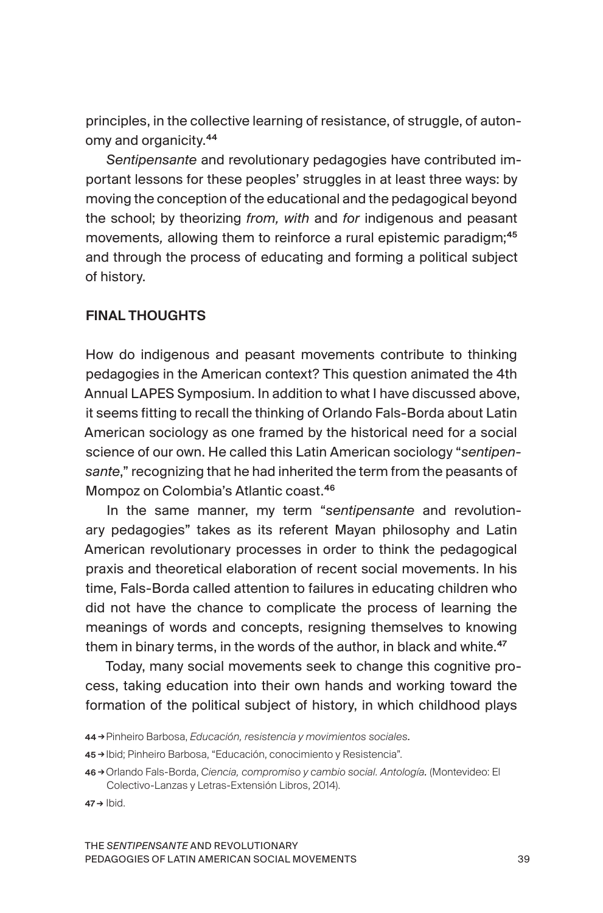principles, in the collective learning of resistance, of struggle, of autonomy and organicity.[44]

*Sentipensante* and revolutionary pedagogies have contributed important lessons for these peoples' struggles in at least three ways: by moving the conception of the educational and the pedagogical beyond the school; by theorizing *from, with* and *for* indigenous and peasant movements, allowing them to reinforce a rural epistemic paradigm;[45] and through the process of educating and forming a political subject of history.

## FINAL THOUGHTS

How do indigenous and peasant movements contribute to thinking pedagogies in the American context? This question animated the 4th Annual LAPES Symposium. In addition to what I have discussed above, it seems fitting to recall the thinking of Orlando Fals-Borda about Latin American sociology as one framed by the historical need for a social science of our own. He called this Latin American sociology "*sentipensante*," recognizing that he had inherited the term from the peasants of Mompoz on Colombia's Atlantic coast.[46]

In the same manner, my term "*sentipensante* and revolutionary pedagogies" takes as its referent Mayan philosophy and Latin American revolutionary processes in order to think the pedagogical praxis and theoretical elaboration of recent social movements. In his time, Fals-Borda called attention to failures in educating children who did not have the chance to complicate the process of learning the meanings of words and concepts, resigning themselves to knowing them in binary terms, in the words of the author, in black and white.[47]

Today, many social movements seek to change this cognitive process, taking education into their own hands and working toward the formation of the political subject of history, in which childhood plays

44 → Pinheiro Barbosa, *Educación, resistencia y movimientos sociales.*

45 → Ibid; Pinheiro Barbosa, "Educación, conocimiento y Resistencia".

46 → Orlando Fals-Borda, *Ciencia, compromiso y cambio social. Antología.* (Montevideo: El Colectivo-Lanzas y Letras-Extensión Libros, 2014).

47 → Ibid.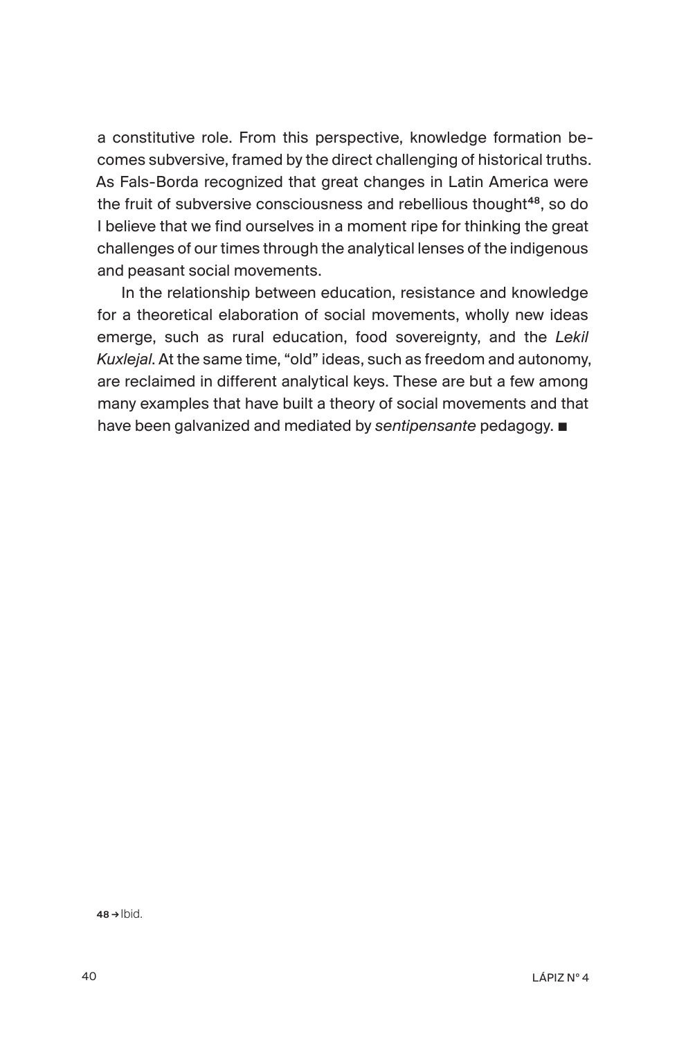a constitutive role. From this perspective, knowledge formation becomes subversive, framed by the direct challenging of historical truths. As Fals-Borda recognized that great changes in Latin America were the fruit of subversive consciousness and rebellious thought[48], so do I believe that we find ourselves in a moment ripe for thinking the great challenges of our times through the analytical lenses of the indigenous and peasant social movements.

In the relationship between education, resistance and knowledge for a theoretical elaboration of social movements, wholly new ideas emerge, such as rural education, food sovereignty, and the *Lekil Kuxlejal*. At the same time, "old" ideas, such as freedom and autonomy, are reclaimed in different analytical keys. These are but a few among many examples that have built a theory of social movements and that have been galvanized and mediated by *sentipensante* pedagogy. ■

**48** → Ibid.